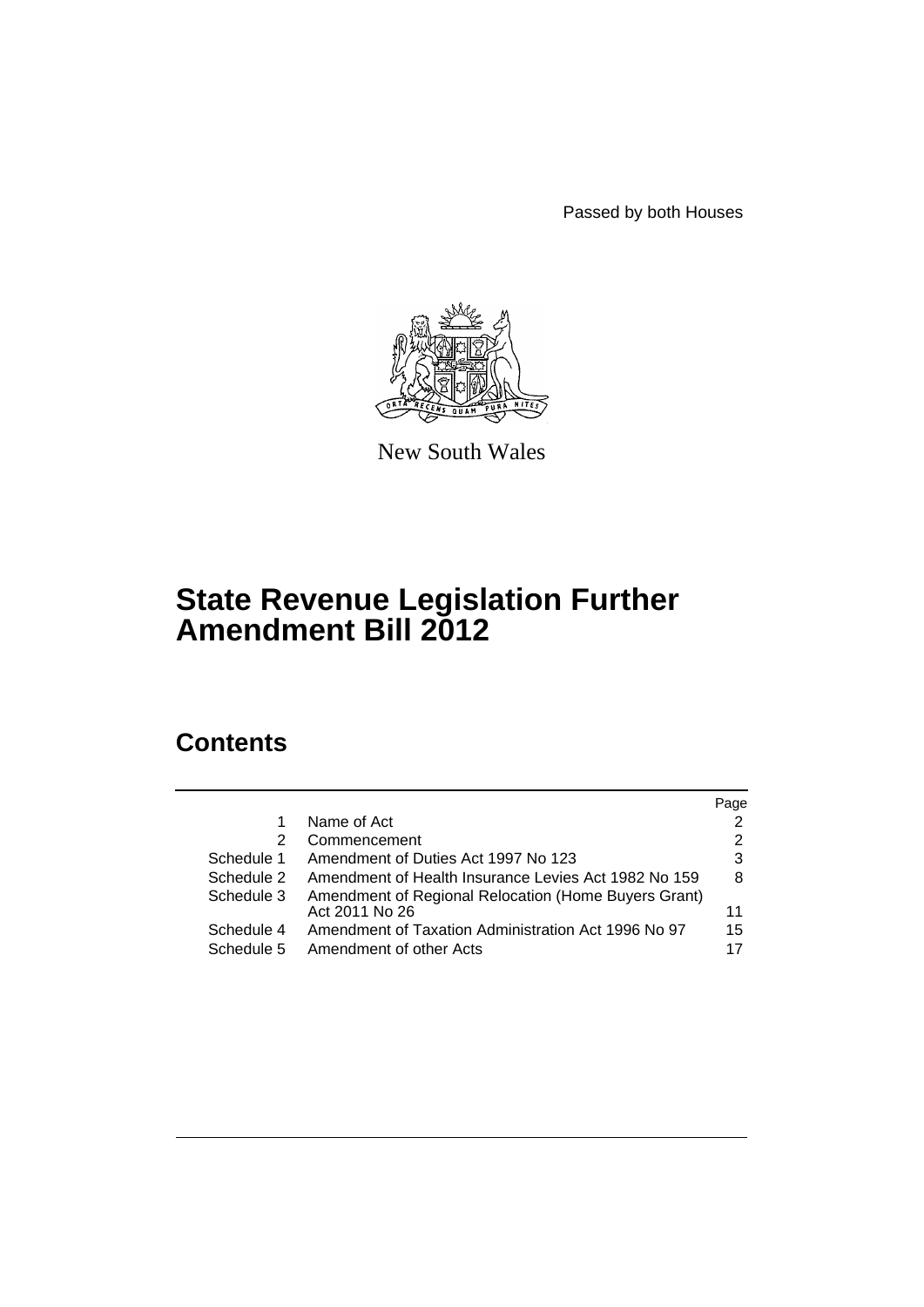Passed by both Houses

New South Wales

# State Revenue Legislation Further Amendment Bill 2012

## Contents

| | | Page |
|---|---|---|
| 1 | Name of Act | 2 |
| 2 | Commencement | 2 |
| Schedule 1 | Amendment of Duties Act 1997 No 123 | 3 |
| Schedule 2 | Amendment of Health Insurance Levies Act 1982 No 159 | 8 |
| Schedule 3 | Amendment of Regional Relocation (Home Buyers Grant) Act 2011 No 26 | 11 |
| Schedule 4 | Amendment of Taxation Administration Act 1996 No 97 | 15 |
| Schedule 5 | Amendment of other Acts | 17 |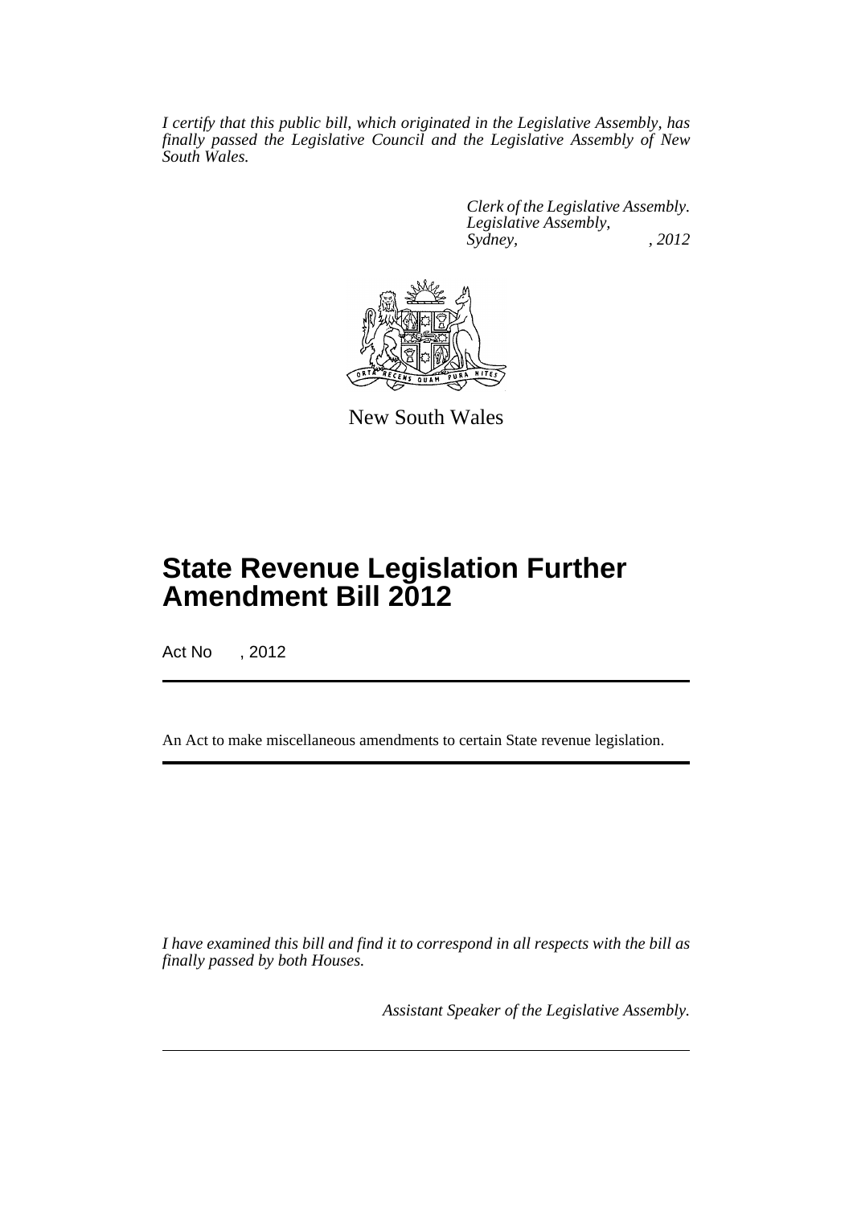*I certify that this public bill, which originated in the Legislative Assembly, has finally passed the Legislative Council and the Legislative Assembly of New South Wales.*

*Clerk of the Legislative Assembly.*
*Legislative Assembly,*
*Sydney, , 2012*

New South Wales

# State Revenue Legislation Further Amendment Bill 2012

Act No , 2012

An Act to make miscellaneous amendments to certain State revenue legislation.

*I have examined this bill and find it to correspond in all respects with the bill as finally passed by both Houses.*

*Assistant Speaker of the Legislative Assembly.*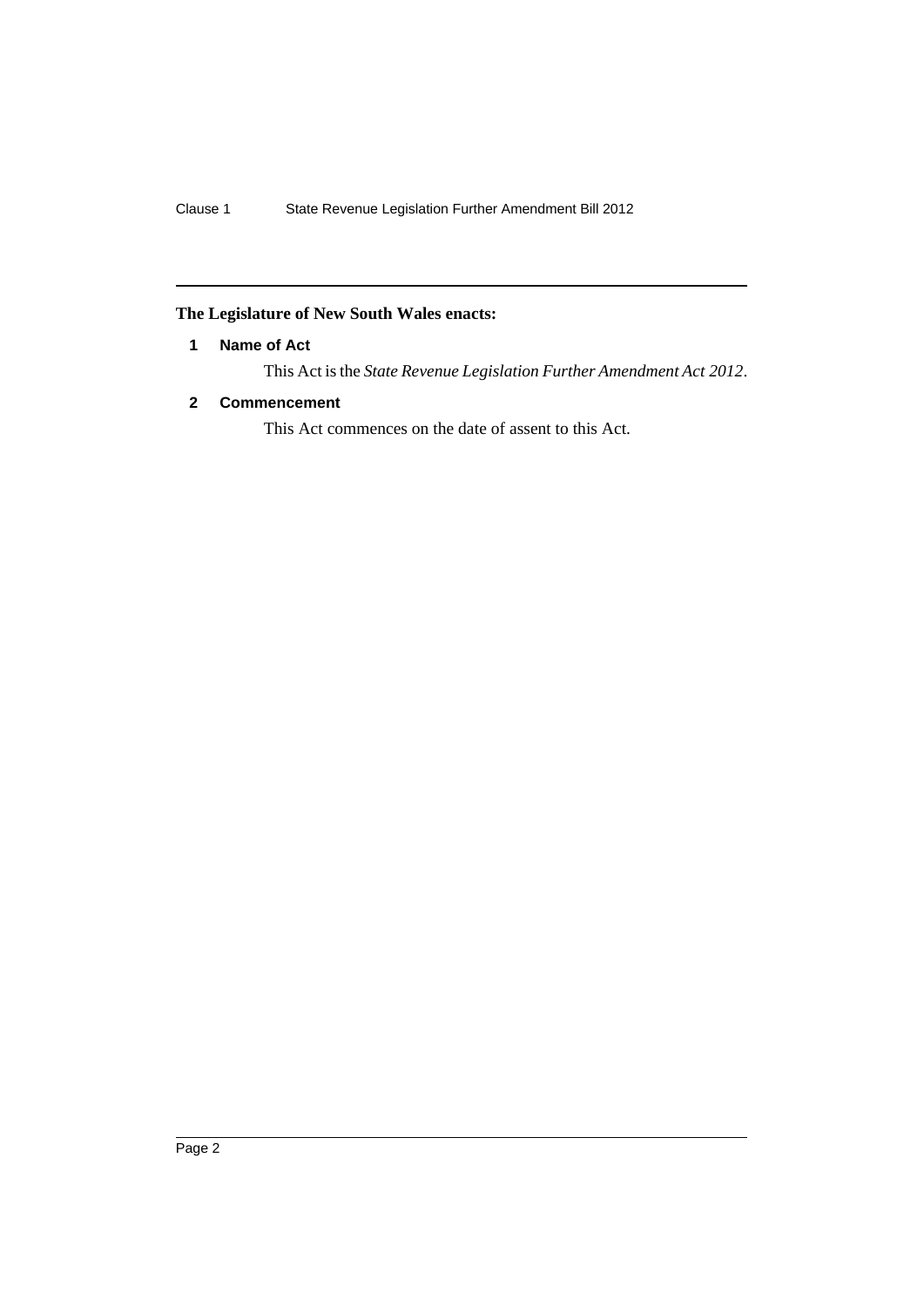**The Legislature of New South Wales enacts:**

### 1 Name of Act

This Act is the *State Revenue Legislation Further Amendment Act 2012*.

### 2 Commencement

This Act commences on the date of assent to this Act.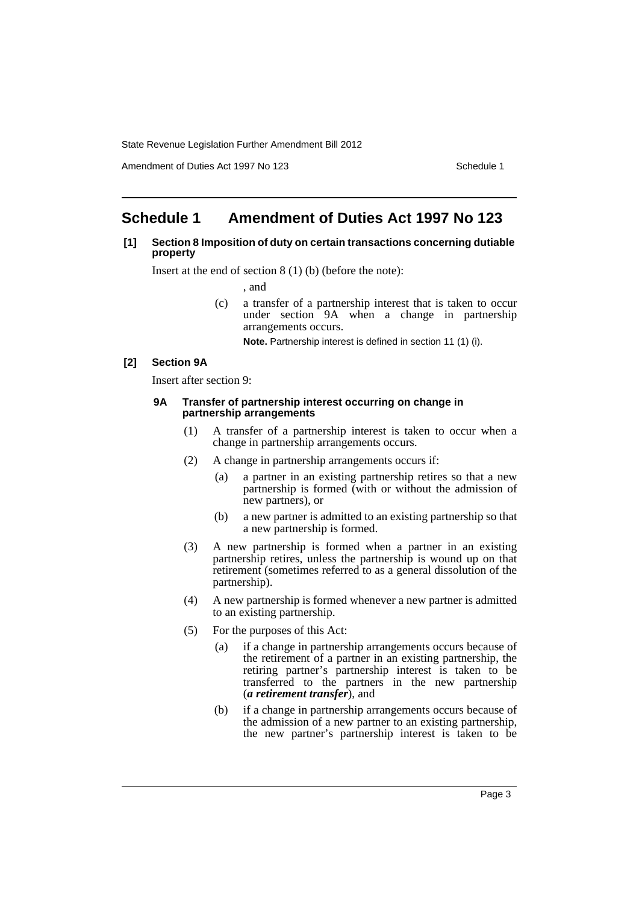# Schedule 1 Amendment of Duties Act 1997 No 123

**[1] Section 8 Imposition of duty on certain transactions concerning dutiable property**

Insert at the end of section 8 (1) (b) (before the note):

, and

(c) a transfer of a partnership interest that is taken to occur under section 9A when a change in partnership arrangements occurs.

**Note.** Partnership interest is defined in section 11 (1) (i).

**[2] Section 9A**

Insert after section 9:

**9A Transfer of partnership interest occurring on change in partnership arrangements**

(1) A transfer of a partnership interest is taken to occur when a change in partnership arrangements occurs.

(2) A change in partnership arrangements occurs if:

(a) a partner in an existing partnership retires so that a new partnership is formed (with or without the admission of new partners), or

(b) a new partner is admitted to an existing partnership so that a new partnership is formed.

(3) A new partnership is formed when a partner in an existing partnership retires, unless the partnership is wound up on that retirement (sometimes referred to as a general dissolution of the partnership).

(4) A new partnership is formed whenever a new partner is admitted to an existing partnership.

(5) For the purposes of this Act:

(a) if a change in partnership arrangements occurs because of the retirement of a partner in an existing partnership, the retiring partner's partnership interest is taken to be transferred to the partners in the new partnership (***a retirement transfer***), and

(b) if a change in partnership arrangements occurs because of the admission of a new partner to an existing partnership, the new partner's partnership interest is taken to be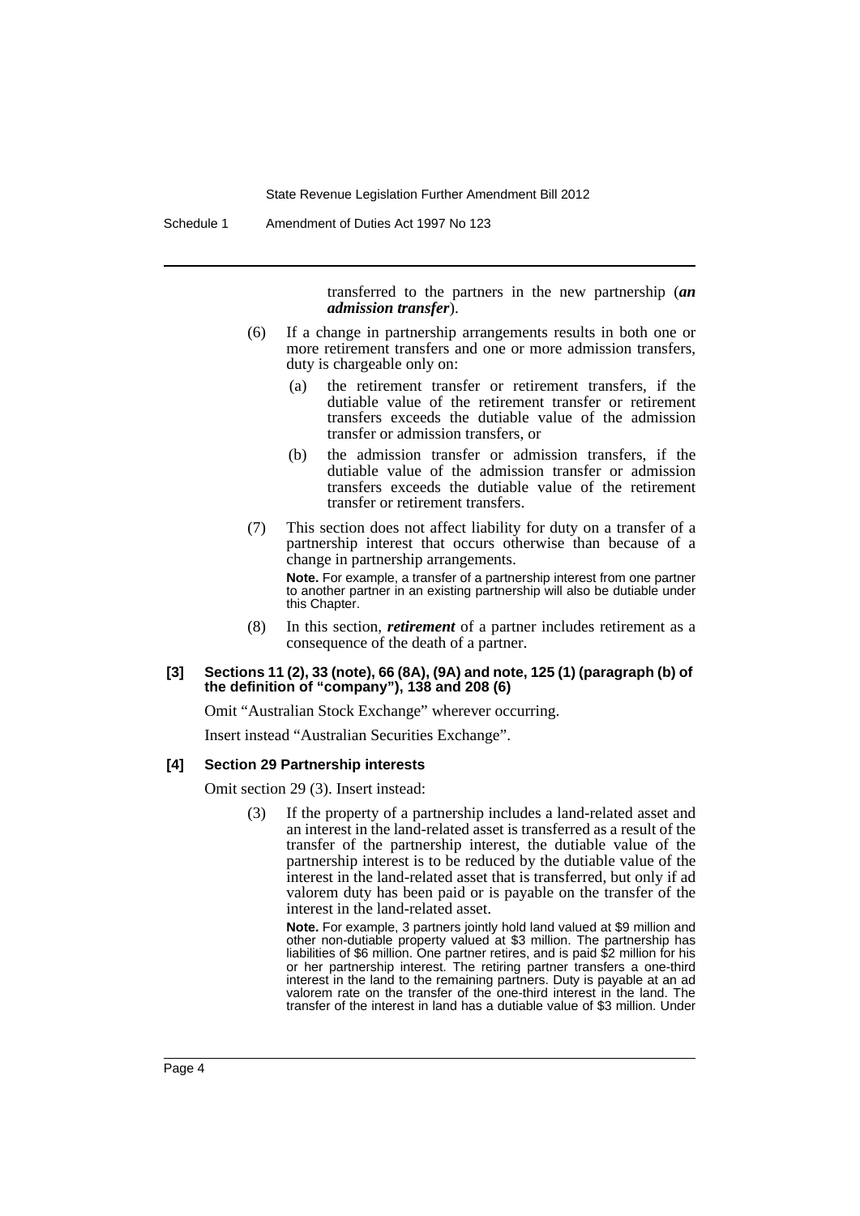transferred to the partners in the new partnership (***an admission transfer***).

(6) If a change in partnership arrangements results in both one or more retirement transfers and one or more admission transfers, duty is chargeable only on:

(a) the retirement transfer or retirement transfers, if the dutiable value of the retirement transfer or retirement transfers exceeds the dutiable value of the admission transfer or admission transfers, or

(b) the admission transfer or admission transfers, if the dutiable value of the admission transfer or admission transfers exceeds the dutiable value of the retirement transfer or retirement transfers.

(7) This section does not affect liability for duty on a transfer of a partnership interest that occurs otherwise than because of a change in partnership arrangements.

**Note.** For example, a transfer of a partnership interest from one partner to another partner in an existing partnership will also be dutiable under this Chapter.

(8) In this section, ***retirement*** of a partner includes retirement as a consequence of the death of a partner.

**[3] Sections 11 (2), 33 (note), 66 (8A), (9A) and note, 125 (1) (paragraph (b) of the definition of "company"), 138 and 208 (6)**

Omit "Australian Stock Exchange" wherever occurring.

Insert instead "Australian Securities Exchange".

**[4] Section 29 Partnership interests**

Omit section 29 (3). Insert instead:

(3) If the property of a partnership includes a land-related asset and an interest in the land-related asset is transferred as a result of the transfer of the partnership interest, the dutiable value of the partnership interest is to be reduced by the dutiable value of the interest in the land-related asset that is transferred, but only if ad valorem duty has been paid or is payable on the transfer of the interest in the land-related asset.

**Note.** For example, 3 partners jointly hold land valued at $9 million and other non-dutiable property valued at $3 million. The partnership has liabilities of $6 million. One partner retires, and is paid $2 million for his or her partnership interest. The retiring partner transfers a one-third interest in the land to the remaining partners. Duty is payable at an ad valorem rate on the transfer of the one-third interest in the land. The transfer of the interest in land has a dutiable value of $3 million. Under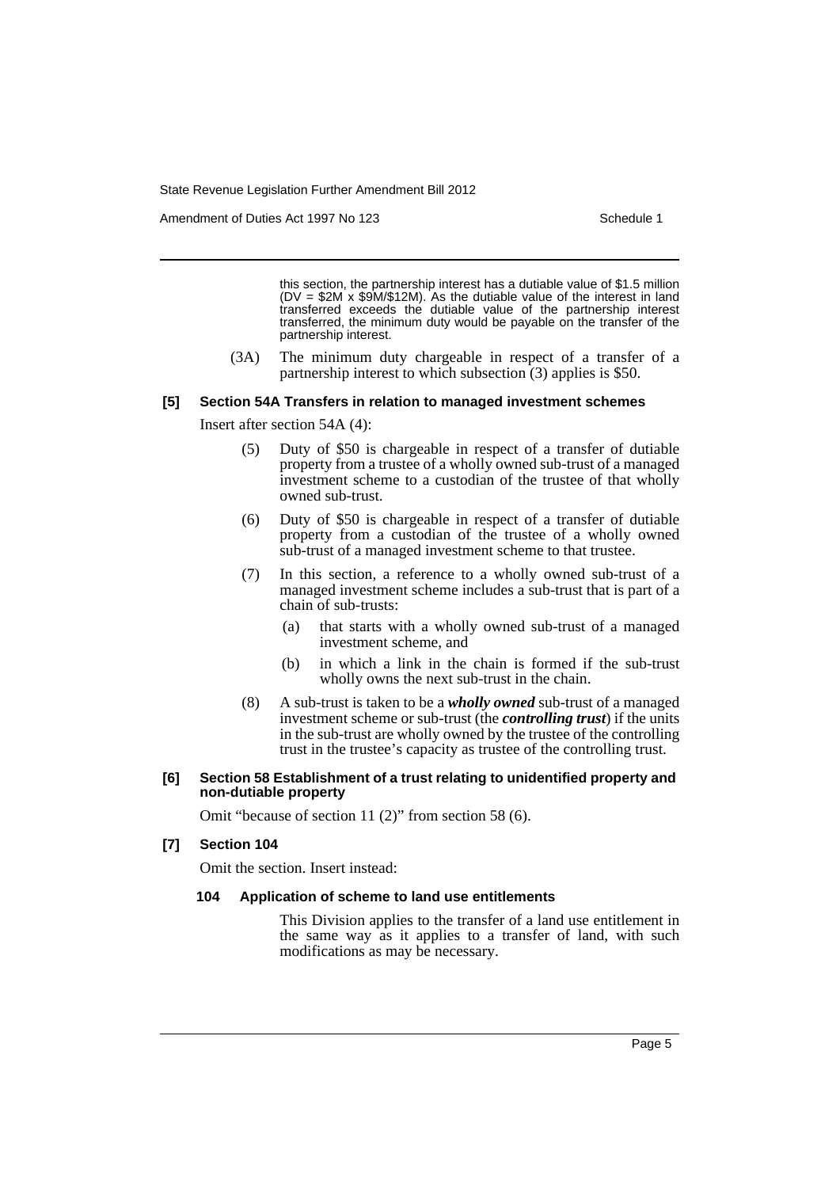this section, the partnership interest has a dutiable value of $1.5 million (DV = $2M x $9M/$12M). As the dutiable value of the interest in land transferred exceeds the dutiable value of the partnership interest transferred, the minimum duty would be payable on the transfer of the partnership interest.

(3A) The minimum duty chargeable in respect of a transfer of a partnership interest to which subsection (3) applies is $50.

**[5] Section 54A Transfers in relation to managed investment schemes**

Insert after section 54A (4):

(5) Duty of $50 is chargeable in respect of a transfer of dutiable property from a trustee of a wholly owned sub-trust of a managed investment scheme to a custodian of the trustee of that wholly owned sub-trust.

(6) Duty of $50 is chargeable in respect of a transfer of dutiable property from a custodian of the trustee of a wholly owned sub-trust of a managed investment scheme to that trustee.

(7) In this section, a reference to a wholly owned sub-trust of a managed investment scheme includes a sub-trust that is part of a chain of sub-trusts:

(a) that starts with a wholly owned sub-trust of a managed investment scheme, and

(b) in which a link in the chain is formed if the sub-trust wholly owns the next sub-trust in the chain.

(8) A sub-trust is taken to be a ***wholly owned*** sub-trust of a managed investment scheme or sub-trust (the ***controlling trust***) if the units in the sub-trust are wholly owned by the trustee of the controlling trust in the trustee's capacity as trustee of the controlling trust.

**[6] Section 58 Establishment of a trust relating to unidentified property and non-dutiable property**

Omit "because of section 11 (2)" from section 58 (6).

**[7] Section 104**

Omit the section. Insert instead:

**104 Application of scheme to land use entitlements**

This Division applies to the transfer of a land use entitlement in the same way as it applies to a transfer of land, with such modifications as may be necessary.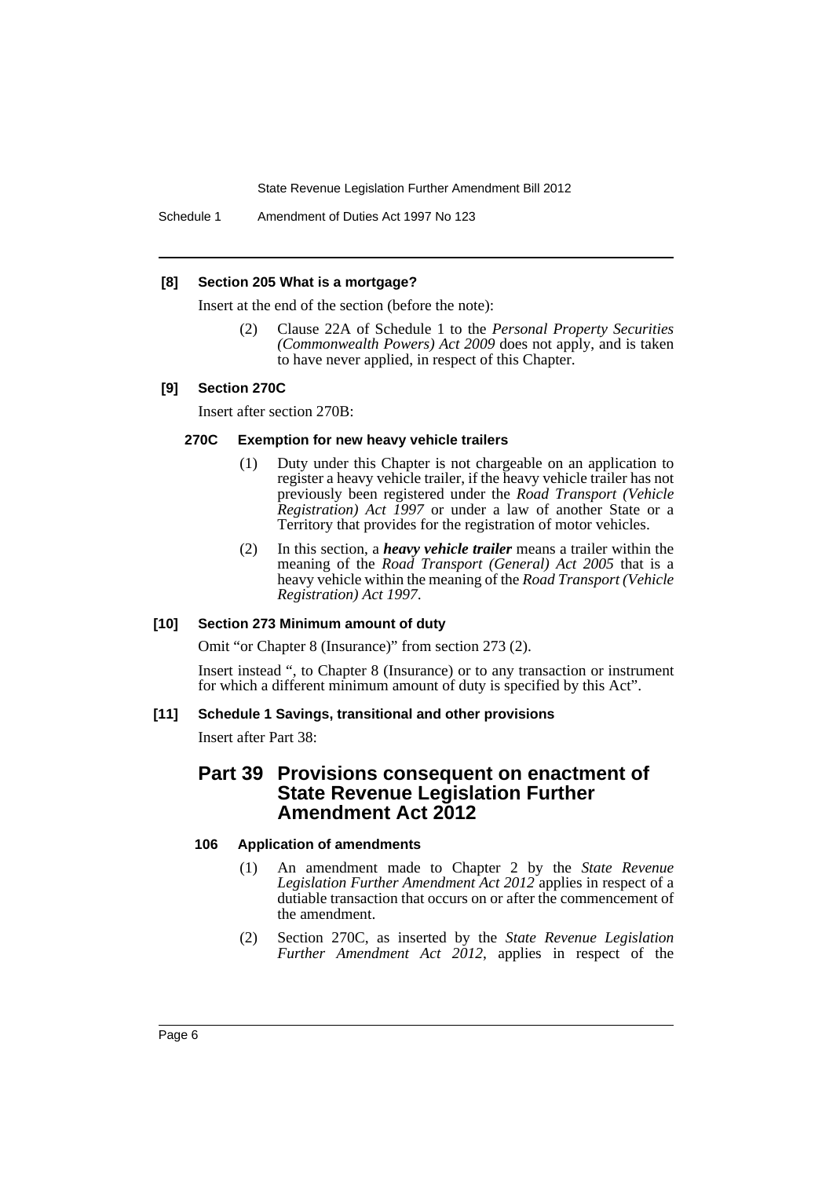**[8] Section 205 What is a mortgage?**

Insert at the end of the section (before the note):

> (2) Clause 22A of Schedule 1 to the *Personal Property Securities (Commonwealth Powers) Act 2009* does not apply, and is taken to have never applied, in respect of this Chapter.

**[9] Section 270C**

Insert after section 270B:

**270C Exemption for new heavy vehicle trailers**

> (1) Duty under this Chapter is not chargeable on an application to register a heavy vehicle trailer, if the heavy vehicle trailer has not previously been registered under the *Road Transport (Vehicle Registration) Act 1997* or under a law of another State or a Territory that provides for the registration of motor vehicles.
>
> (2) In this section, a ***heavy vehicle trailer*** means a trailer within the meaning of the *Road Transport (General) Act 2005* that is a heavy vehicle within the meaning of the *Road Transport (Vehicle Registration) Act 1997*.

**[10] Section 273 Minimum amount of duty**

Omit "or Chapter 8 (Insurance)" from section 273 (2).

Insert instead ", to Chapter 8 (Insurance) or to any transaction or instrument for which a different minimum amount of duty is specified by this Act".

**[11] Schedule 1 Savings, transitional and other provisions**

Insert after Part 38:

## Part 39 Provisions consequent on enactment of State Revenue Legislation Further Amendment Act 2012

**106 Application of amendments**

> (1) An amendment made to Chapter 2 by the *State Revenue Legislation Further Amendment Act 2012* applies in respect of a dutiable transaction that occurs on or after the commencement of the amendment.
>
> (2) Section 270C, as inserted by the *State Revenue Legislation Further Amendment Act 2012*, applies in respect of the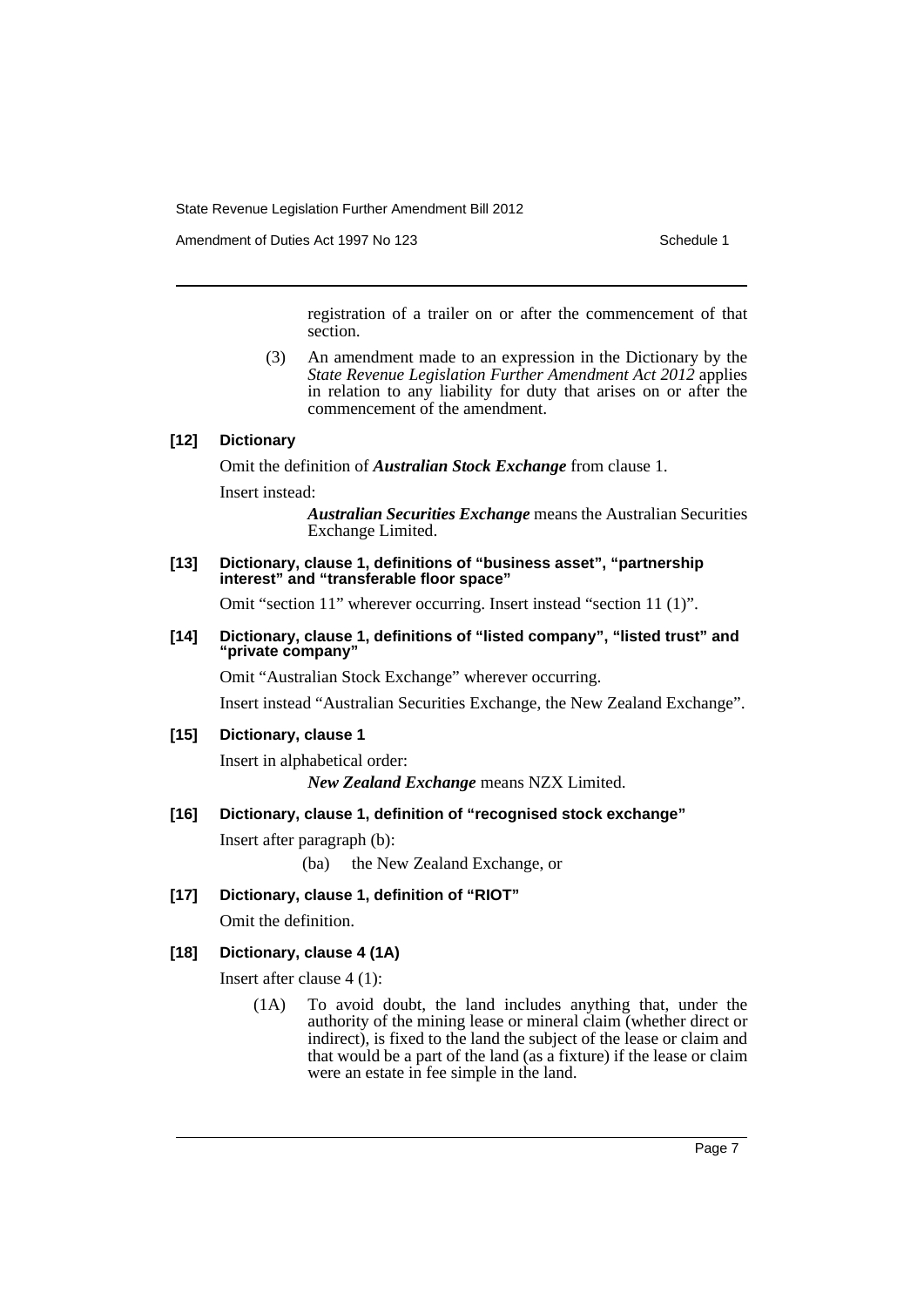registration of a trailer on or after the commencement of that section.

(3) An amendment made to an expression in the Dictionary by the *State Revenue Legislation Further Amendment Act 2012* applies in relation to any liability for duty that arises on or after the commencement of the amendment.

### [12] Dictionary

Omit the definition of ***Australian Stock Exchange*** from clause 1.

Insert instead:

> ***Australian Securities Exchange*** means the Australian Securities Exchange Limited.

### [13] Dictionary, clause 1, definitions of "business asset", "partnership interest" and "transferable floor space"

Omit "section 11" wherever occurring. Insert instead "section 11 (1)".

### [14] Dictionary, clause 1, definitions of "listed company", "listed trust" and "private company"

Omit "Australian Stock Exchange" wherever occurring.

Insert instead "Australian Securities Exchange, the New Zealand Exchange".

### [15] Dictionary, clause 1

Insert in alphabetical order:

> ***New Zealand Exchange*** means NZX Limited.

### [16] Dictionary, clause 1, definition of "recognised stock exchange"

Insert after paragraph (b):

> (ba) the New Zealand Exchange, or

### [17] Dictionary, clause 1, definition of "RIOT"

Omit the definition.

### [18] Dictionary, clause 4 (1A)

Insert after clause 4 (1):

(1A) To avoid doubt, the land includes anything that, under the authority of the mining lease or mineral claim (whether direct or indirect), is fixed to the land the subject of the lease or claim and that would be a part of the land (as a fixture) if the lease or claim were an estate in fee simple in the land.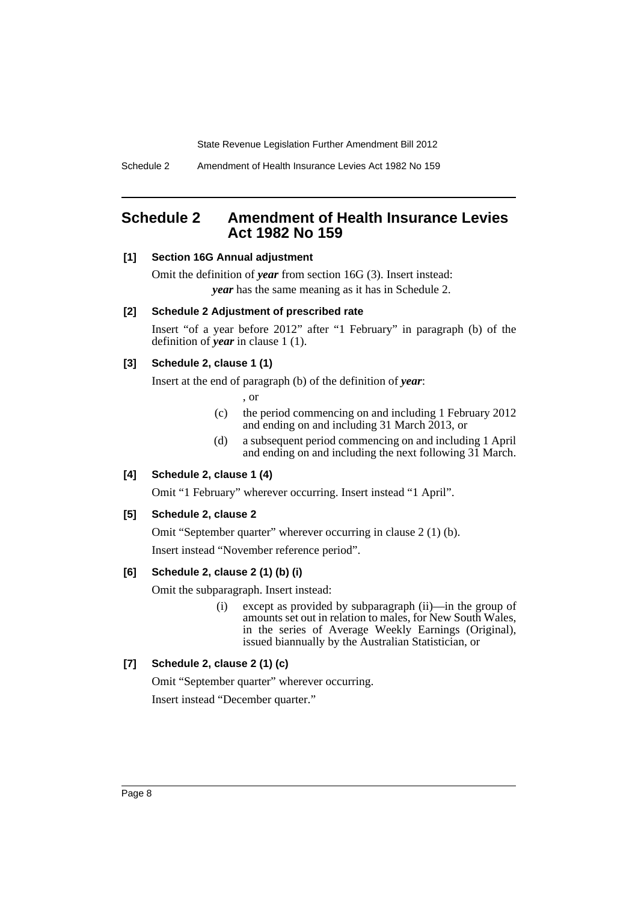## Schedule 2 Amendment of Health Insurance Levies Act 1982 No 159

**[1] Section 16G Annual adjustment**

Omit the definition of ***year*** from section 16G (3). Insert instead:

> ***year*** has the same meaning as it has in Schedule 2.

**[2] Schedule 2 Adjustment of prescribed rate**

Insert "of a year before 2012" after "1 February" in paragraph (b) of the definition of ***year*** in clause 1 (1).

**[3] Schedule 2, clause 1 (1)**

Insert at the end of paragraph (b) of the definition of ***year***:

> , or
>
> (c) the period commencing on and including 1 February 2012 and ending on and including 31 March 2013, or
>
> (d) a subsequent period commencing on and including 1 April and ending on and including the next following 31 March.

**[4] Schedule 2, clause 1 (4)**

Omit "1 February" wherever occurring. Insert instead "1 April".

**[5] Schedule 2, clause 2**

Omit "September quarter" wherever occurring in clause 2 (1) (b).

Insert instead "November reference period".

**[6] Schedule 2, clause 2 (1) (b) (i)**

Omit the subparagraph. Insert instead:

> (i) except as provided by subparagraph (ii)—in the group of amounts set out in relation to males, for New South Wales, in the series of Average Weekly Earnings (Original), issued biannually by the Australian Statistician, or

**[7] Schedule 2, clause 2 (1) (c)**

Omit "September quarter" wherever occurring.

Insert instead "December quarter."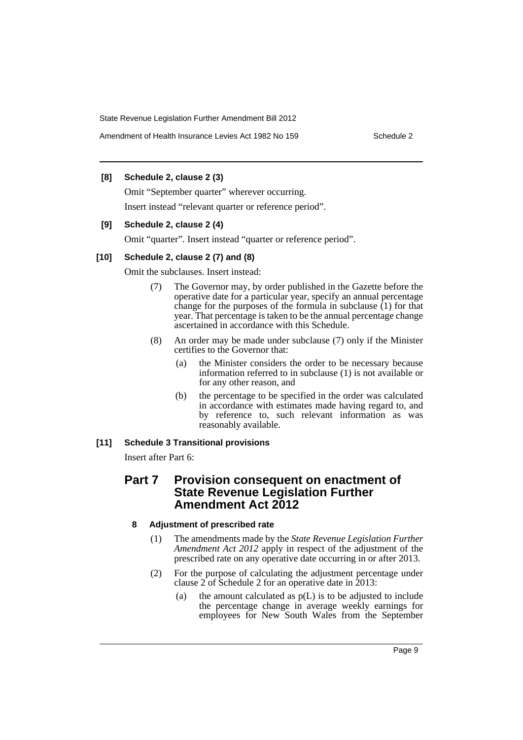**[8] Schedule 2, clause 2 (3)**

Omit "September quarter" wherever occurring.

Insert instead "relevant quarter or reference period".

**[9] Schedule 2, clause 2 (4)**

Omit "quarter". Insert instead "quarter or reference period".

**[10] Schedule 2, clause 2 (7) and (8)**

Omit the subclauses. Insert instead:

(7) The Governor may, by order published in the Gazette before the operative date for a particular year, specify an annual percentage change for the purposes of the formula in subclause (1) for that year. That percentage is taken to be the annual percentage change ascertained in accordance with this Schedule.

(8) An order may be made under subclause (7) only if the Minister certifies to the Governor that:

(a) the Minister considers the order to be necessary because information referred to in subclause (1) is not available or for any other reason, and

(b) the percentage to be specified in the order was calculated in accordance with estimates made having regard to, and by reference to, such relevant information as was reasonably available.

**[11] Schedule 3 Transitional provisions**

Insert after Part 6:

## Part 7 Provision consequent on enactment of State Revenue Legislation Further Amendment Act 2012

### 8 Adjustment of prescribed rate

(1) The amendments made by the *State Revenue Legislation Further Amendment Act 2012* apply in respect of the adjustment of the prescribed rate on any operative date occurring in or after 2013.

(2) For the purpose of calculating the adjustment percentage under clause 2 of Schedule 2 for an operative date in 2013:

(a) the amount calculated as p(L) is to be adjusted to include the percentage change in average weekly earnings for employees for New South Wales from the September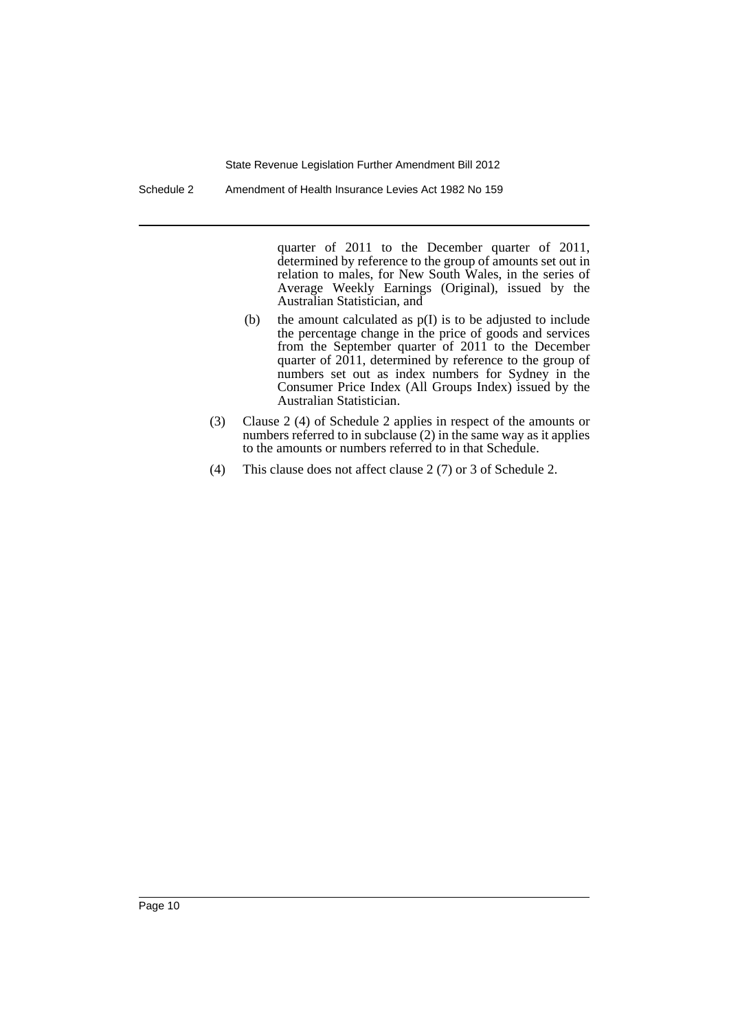quarter of 2011 to the December quarter of 2011, determined by reference to the group of amounts set out in relation to males, for New South Wales, in the series of Average Weekly Earnings (Original), issued by the Australian Statistician, and

(b) the amount calculated as p(I) is to be adjusted to include the percentage change in the price of goods and services from the September quarter of 2011 to the December quarter of 2011, determined by reference to the group of numbers set out as index numbers for Sydney in the Consumer Price Index (All Groups Index) issued by the Australian Statistician.

(3) Clause 2 (4) of Schedule 2 applies in respect of the amounts or numbers referred to in subclause (2) in the same way as it applies to the amounts or numbers referred to in that Schedule.

(4) This clause does not affect clause 2 (7) or 3 of Schedule 2.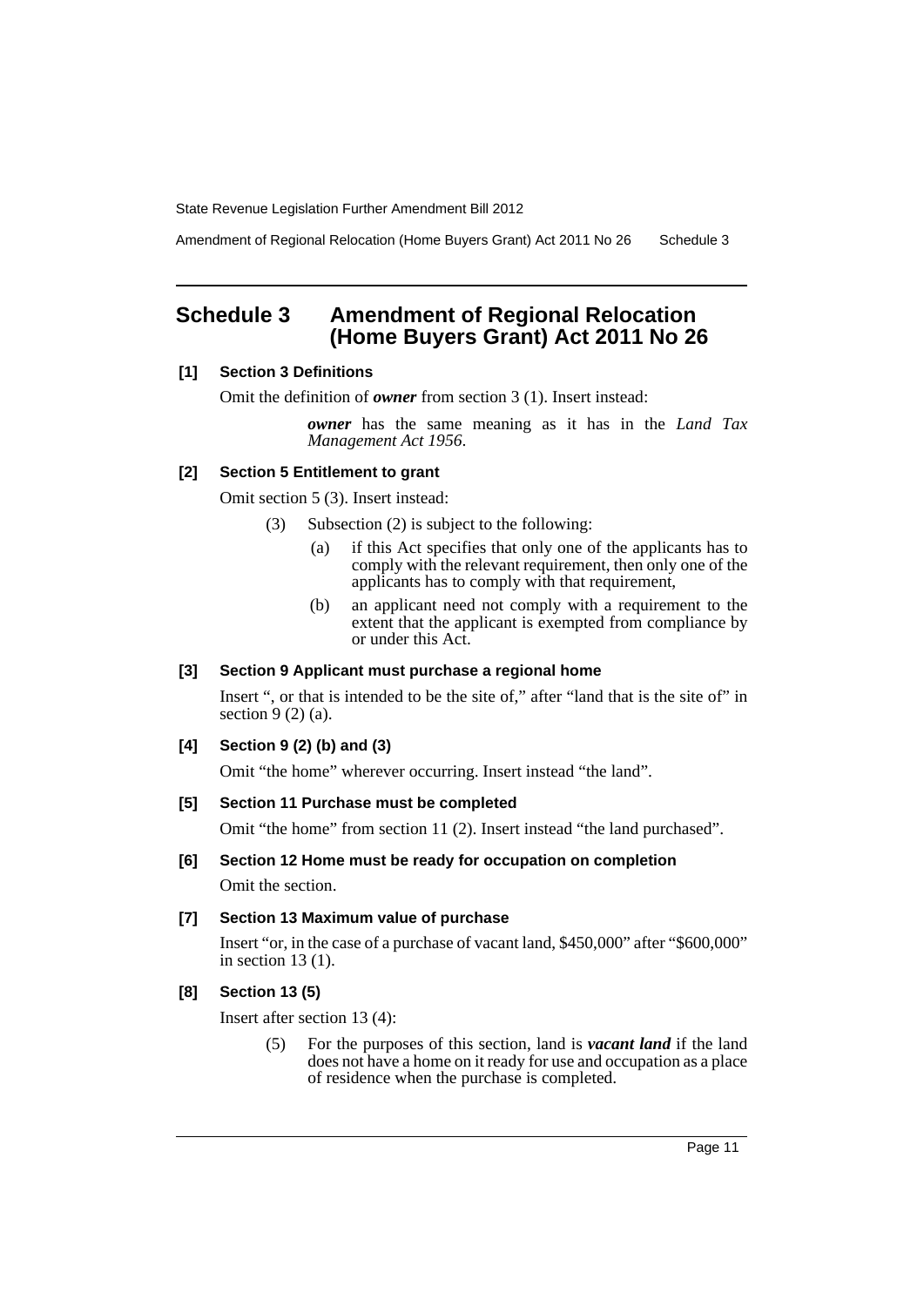# Schedule 3 Amendment of Regional Relocation (Home Buyers Grant) Act 2011 No 26

**[1] Section 3 Definitions**

Omit the definition of ***owner*** from section 3 (1). Insert instead:

> ***owner*** has the same meaning as it has in the *Land Tax Management Act 1956*.

**[2] Section 5 Entitlement to grant**

Omit section 5 (3). Insert instead:

> (3) Subsection (2) is subject to the following:
>
> (a) if this Act specifies that only one of the applicants has to comply with the relevant requirement, then only one of the applicants has to comply with that requirement,
>
> (b) an applicant need not comply with a requirement to the extent that the applicant is exempted from compliance by or under this Act.

**[3] Section 9 Applicant must purchase a regional home**

Insert ", or that is intended to be the site of," after "land that is the site of" in section 9 (2) (a).

**[4] Section 9 (2) (b) and (3)**

Omit "the home" wherever occurring. Insert instead "the land".

**[5] Section 11 Purchase must be completed**

Omit "the home" from section 11 (2). Insert instead "the land purchased".

**[6] Section 12 Home must be ready for occupation on completion**

Omit the section.

**[7] Section 13 Maximum value of purchase**

Insert "or, in the case of a purchase of vacant land, $450,000" after "$600,000" in section 13 (1).

**[8] Section 13 (5)**

Insert after section 13 (4):

> (5) For the purposes of this section, land is ***vacant land*** if the land does not have a home on it ready for use and occupation as a place of residence when the purchase is completed.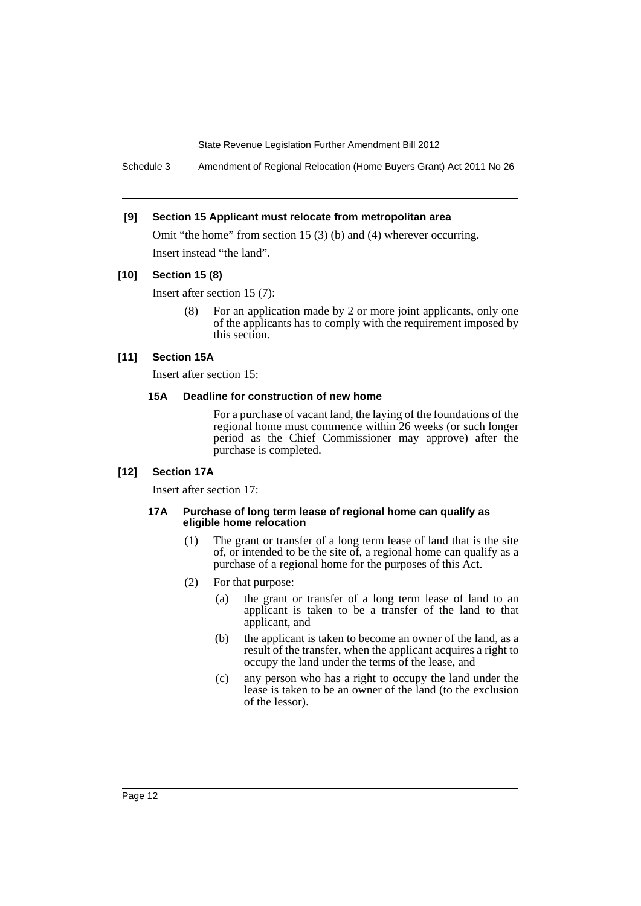**[9] Section 15 Applicant must relocate from metropolitan area**

Omit "the home" from section 15 (3) (b) and (4) wherever occurring.

Insert instead "the land".

**[10] Section 15 (8)**

Insert after section 15 (7):

> (8) For an application made by 2 or more joint applicants, only one of the applicants has to comply with the requirement imposed by this section.

**[11] Section 15A**

Insert after section 15:

> **15A Deadline for construction of new home**
>
> For a purchase of vacant land, the laying of the foundations of the regional home must commence within 26 weeks (or such longer period as the Chief Commissioner may approve) after the purchase is completed.

**[12] Section 17A**

Insert after section 17:

> **17A Purchase of long term lease of regional home can qualify as eligible home relocation**
>
> (1) The grant or transfer of a long term lease of land that is the site of, or intended to be the site of, a regional home can qualify as a purchase of a regional home for the purposes of this Act.
>
> (2) For that purpose:
>
> (a) the grant or transfer of a long term lease of land to an applicant is taken to be a transfer of the land to that applicant, and
>
> (b) the applicant is taken to become an owner of the land, as a result of the transfer, when the applicant acquires a right to occupy the land under the terms of the lease, and
>
> (c) any person who has a right to occupy the land under the lease is taken to be an owner of the land (to the exclusion of the lessor).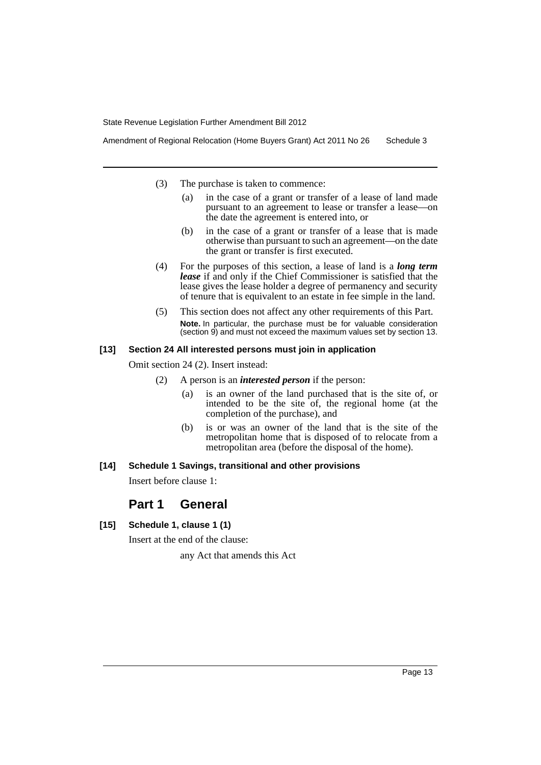(3) The purchase is taken to commence:

(a) in the case of a grant or transfer of a lease of land made pursuant to an agreement to lease or transfer a lease—on the date the agreement is entered into, or

(b) in the case of a grant or transfer of a lease that is made otherwise than pursuant to such an agreement—on the date the grant or transfer is first executed.

(4) For the purposes of this section, a lease of land is a ***long term lease*** if and only if the Chief Commissioner is satisfied that the lease gives the lease holder a degree of permanency and security of tenure that is equivalent to an estate in fee simple in the land.

(5) This section does not affect any other requirements of this Part.

**Note.** In particular, the purchase must be for valuable consideration (section 9) and must not exceed the maximum values set by section 13.

#### [13] Section 24 All interested persons must join in application

Omit section 24 (2). Insert instead:

(2) A person is an ***interested person*** if the person:

(a) is an owner of the land purchased that is the site of, or intended to be the site of, the regional home (at the completion of the purchase), and

(b) is or was an owner of the land that is the site of the metropolitan home that is disposed of to relocate from a metropolitan area (before the disposal of the home).

#### [14] Schedule 1 Savings, transitional and other provisions

Insert before clause 1:

## Part 1 General

#### [15] Schedule 1, clause 1 (1)

Insert at the end of the clause:

any Act that amends this Act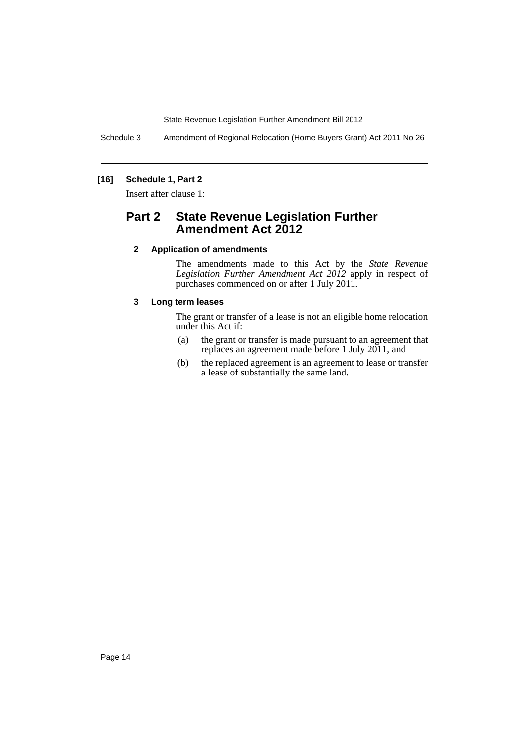**[16] Schedule 1, Part 2**

Insert after clause 1:

## Part 2 State Revenue Legislation Further Amendment Act 2012

### 2 Application of amendments

The amendments made to this Act by the *State Revenue Legislation Further Amendment Act 2012* apply in respect of purchases commenced on or after 1 July 2011.

### 3 Long term leases

The grant or transfer of a lease is not an eligible home relocation under this Act if:

(a) the grant or transfer is made pursuant to an agreement that replaces an agreement made before 1 July 2011, and

(b) the replaced agreement is an agreement to lease or transfer a lease of substantially the same land.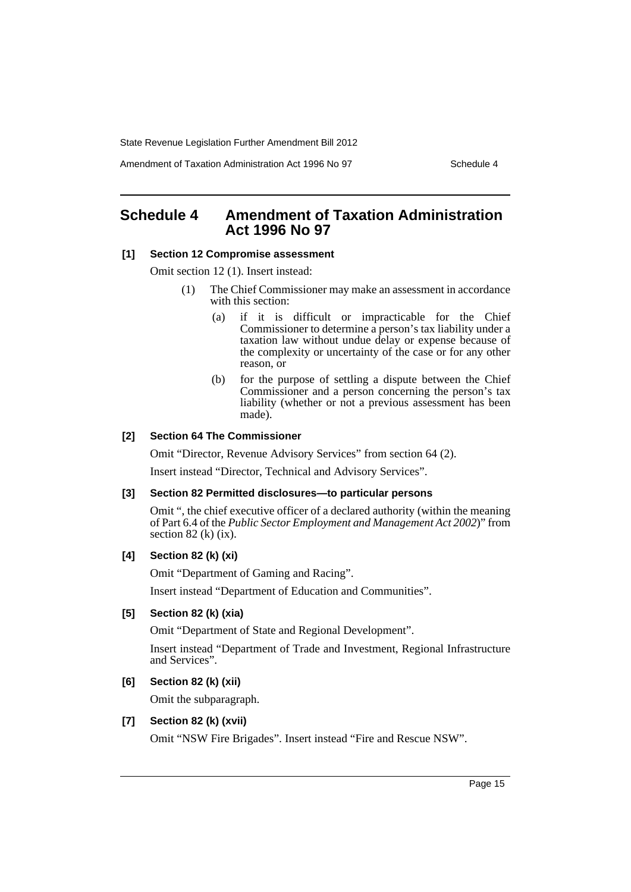## Schedule 4 Amendment of Taxation Administration Act 1996 No 97

### [1] Section 12 Compromise assessment

Omit section 12 (1). Insert instead:

> (1) The Chief Commissioner may make an assessment in accordance with this section:
>
> (a) if it is difficult or impracticable for the Chief Commissioner to determine a person's tax liability under a taxation law without undue delay or expense because of the complexity or uncertainty of the case or for any other reason, or
>
> (b) for the purpose of settling a dispute between the Chief Commissioner and a person concerning the person's tax liability (whether or not a previous assessment has been made).

### [2] Section 64 The Commissioner

Omit "Director, Revenue Advisory Services" from section 64 (2).

Insert instead "Director, Technical and Advisory Services".

### [3] Section 82 Permitted disclosures—to particular persons

Omit ", the chief executive officer of a declared authority (within the meaning of Part 6.4 of the *Public Sector Employment and Management Act 2002*)" from section 82 (k) (ix).

### [4] Section 82 (k) (xi)

Omit "Department of Gaming and Racing".

Insert instead "Department of Education and Communities".

### [5] Section 82 (k) (xia)

Omit "Department of State and Regional Development".

Insert instead "Department of Trade and Investment, Regional Infrastructure and Services".

### [6] Section 82 (k) (xii)

Omit the subparagraph.

### [7] Section 82 (k) (xvii)

Omit "NSW Fire Brigades". Insert instead "Fire and Rescue NSW".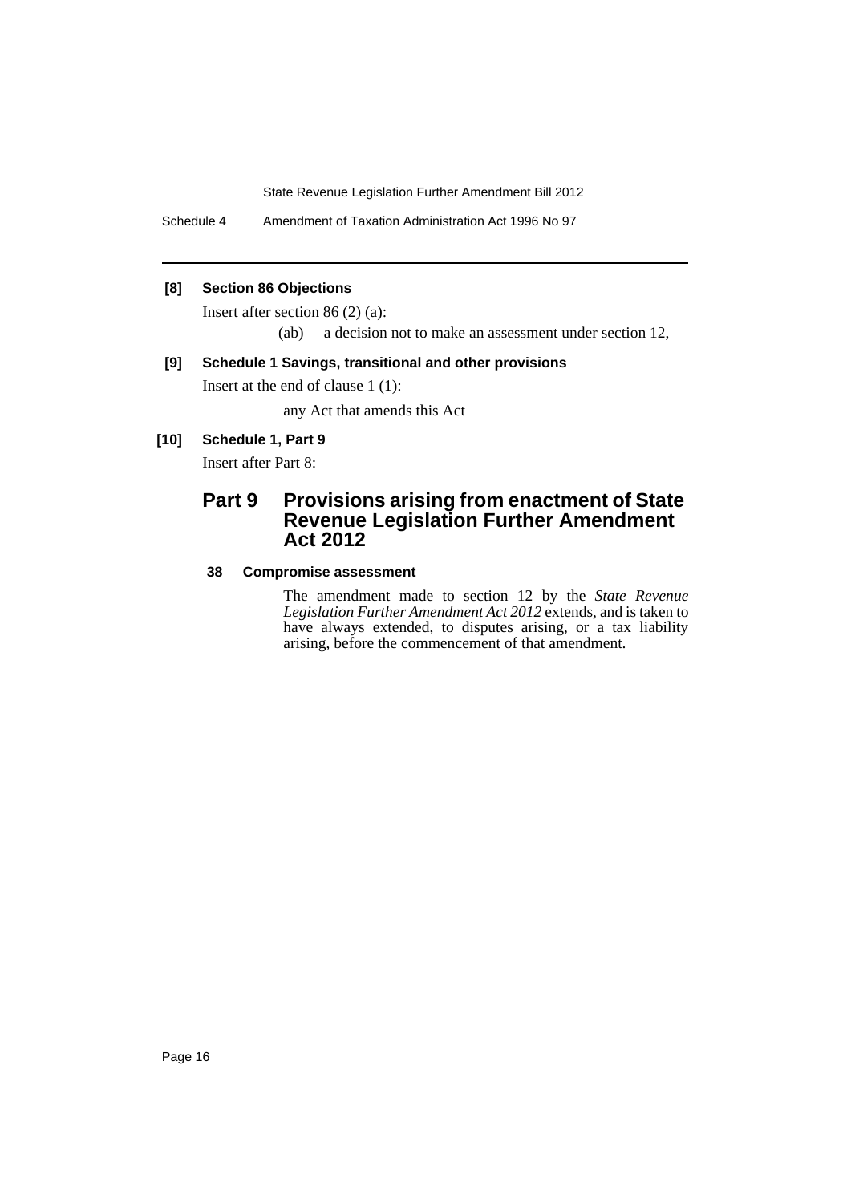**[8] Section 86 Objections**

Insert after section 86 (2) (a):

(ab) a decision not to make an assessment under section 12,

**[9] Schedule 1 Savings, transitional and other provisions**

Insert at the end of clause 1 (1):

any Act that amends this Act

**[10] Schedule 1, Part 9**

Insert after Part 8:

## Part 9 Provisions arising from enactment of State Revenue Legislation Further Amendment Act 2012

**38 Compromise assessment**

The amendment made to section 12 by the *State Revenue Legislation Further Amendment Act 2012* extends, and is taken to have always extended, to disputes arising, or a tax liability arising, before the commencement of that amendment.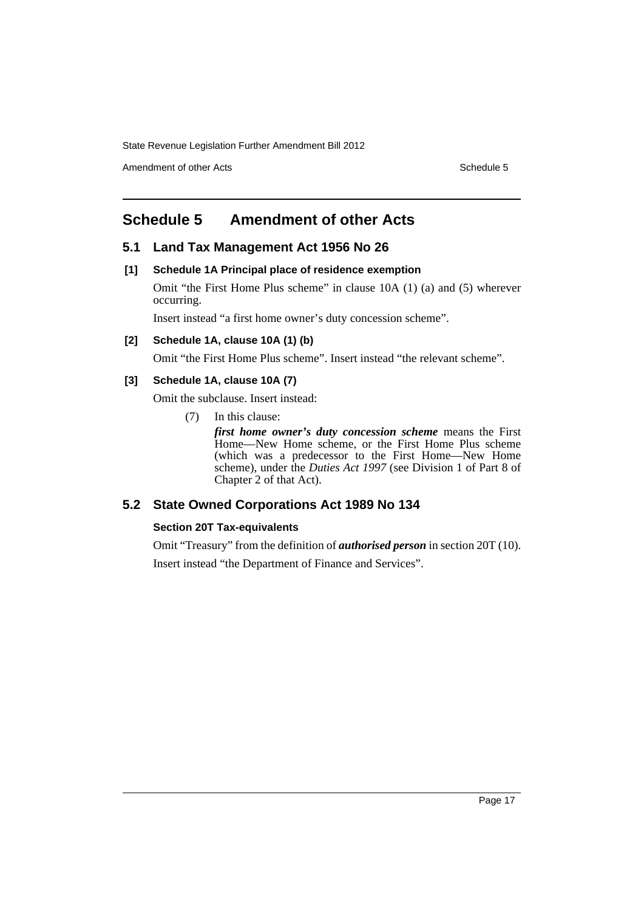# Schedule 5 Amendment of other Acts

## 5.1 Land Tax Management Act 1956 No 26

### [1] Schedule 1A Principal place of residence exemption

Omit "the First Home Plus scheme" in clause 10A (1) (a) and (5) wherever occurring.

Insert instead "a first home owner's duty concession scheme".

### [2] Schedule 1A, clause 10A (1) (b)

Omit "the First Home Plus scheme". Insert instead "the relevant scheme".

### [3] Schedule 1A, clause 10A (7)

Omit the subclause. Insert instead:

> (7) In this clause:
>
> ***first home owner's duty concession scheme*** means the First Home—New Home scheme, or the First Home Plus scheme (which was a predecessor to the First Home—New Home scheme), under the *Duties Act 1997* (see Division 1 of Part 8 of Chapter 2 of that Act).

## 5.2 State Owned Corporations Act 1989 No 134

### Section 20T Tax-equivalents

Omit "Treasury" from the definition of ***authorised person*** in section 20T (10).

Insert instead "the Department of Finance and Services".